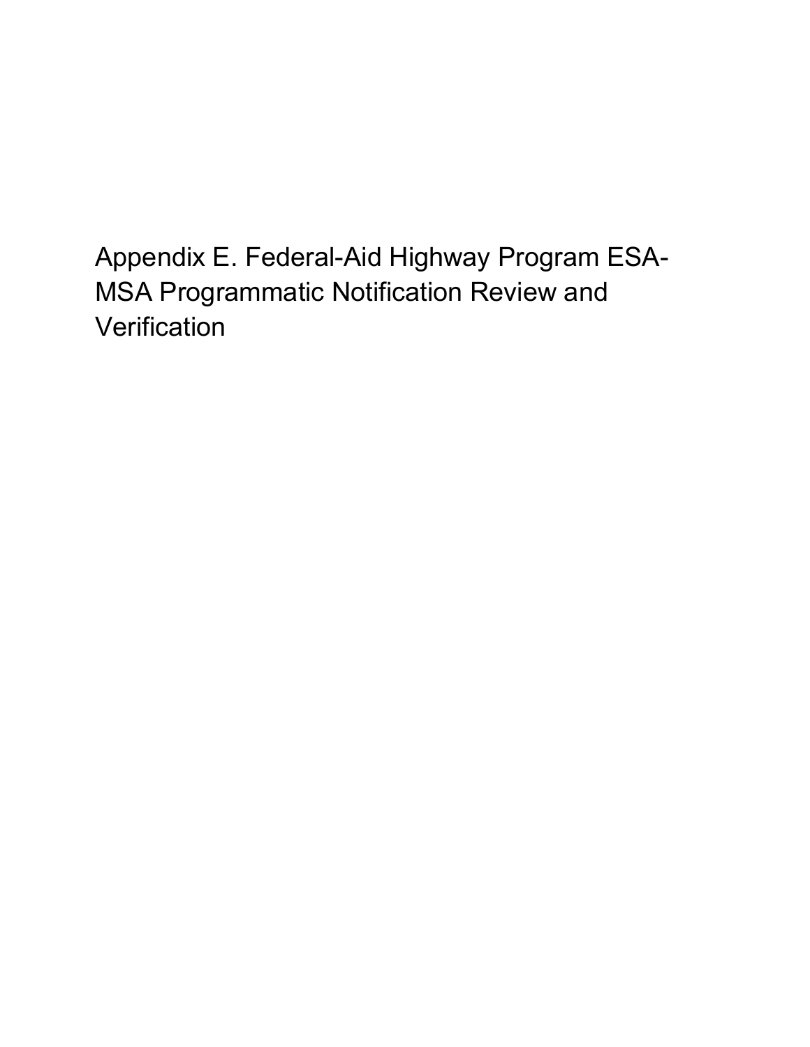# Appendix E. Federal-Aid Highway Program ESA-MSA Programmatic Notification Review and Verification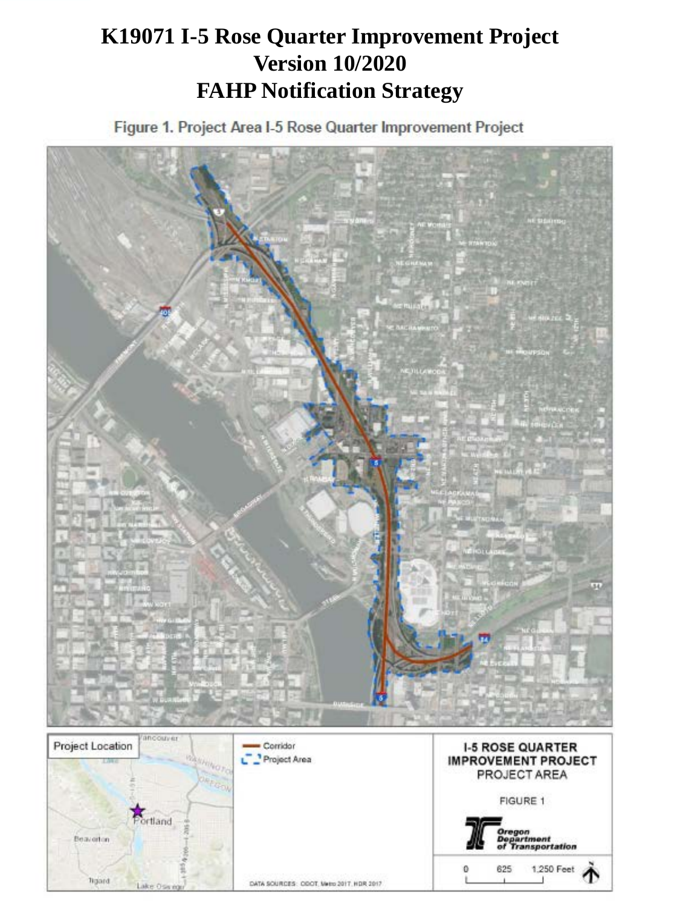# K19071 I-5 Rose Quarter Improvement Project
# Version 10/2020
# FAHP Notification Strategy

Figure 1. Project Area I-5 Rose Quarter Improvement Project

Project Location

Corridor

Project Area

I-5 ROSE QUARTER IMPROVEMENT PROJECT

PROJECT AREA

FIGURE 1

Oregon Department of Transportation

0 625 1,250 Feet

DATA SOURCES: ODOT, Metro 2017, HDR 2017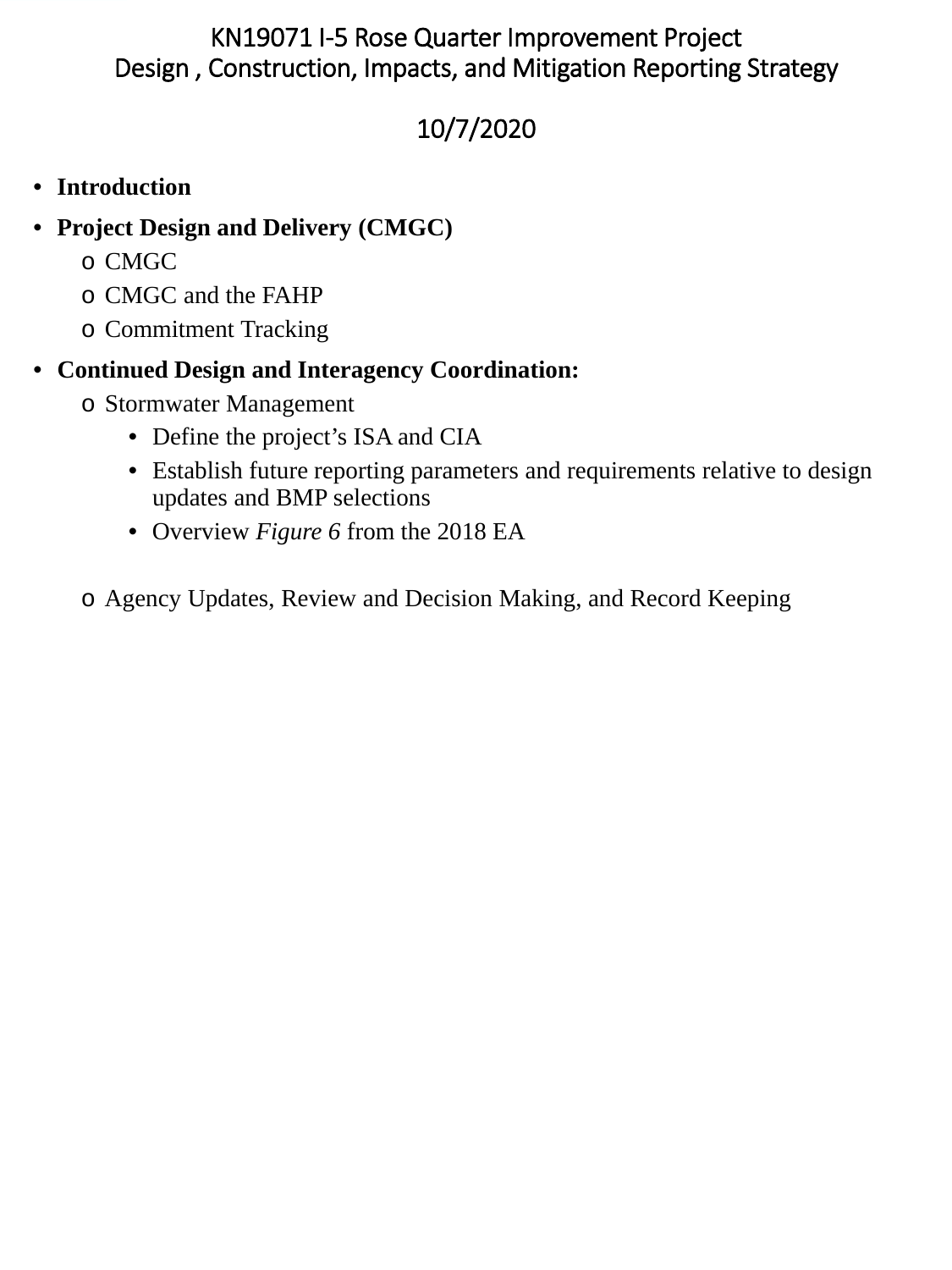# KN19071 I-5 Rose Quarter Improvement Project
# Design , Construction, Impacts, and Mitigation Reporting Strategy

## 10/7/2020

- **Introduction**
- **Project Design and Delivery (CMGC)**
  - CMGC
  - CMGC and the FAHP
  - Commitment Tracking
- **Continued Design and Interagency Coordination:**
  - Stormwater Management
    - Define the project's ISA and CIA
    - Establish future reporting parameters and requirements relative to design updates and BMP selections
    - Overview *Figure 6* from the 2018 EA
  - Agency Updates, Review and Decision Making, and Record Keeping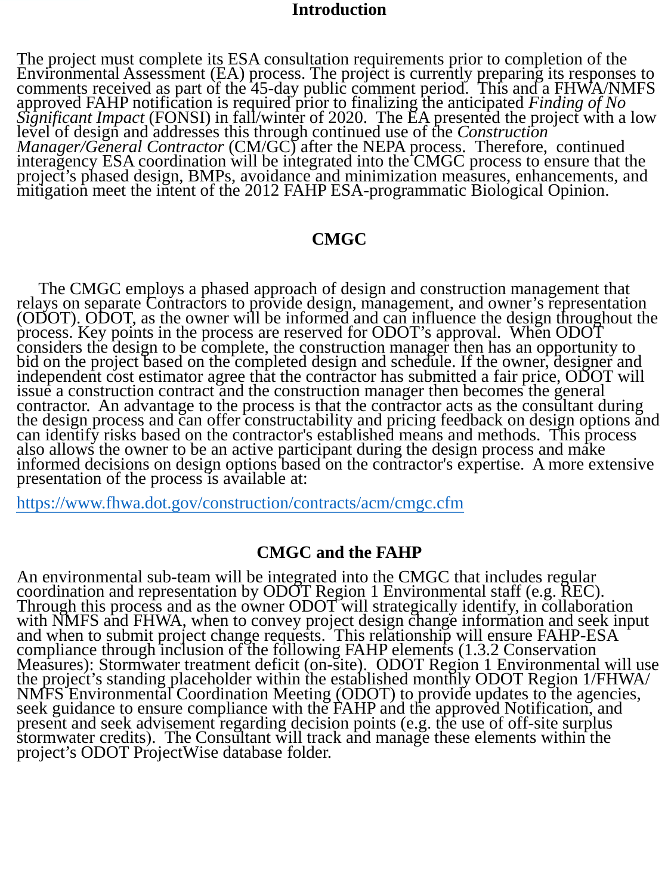## Introduction

The project must complete its ESA consultation requirements prior to completion of the Environmental Assessment (EA) process. The project is currently preparing its responses to comments received as part of the 45-day public comment period. This and a FHWA/NMFS approved FAHP notification is required prior to finalizing the anticipated *Finding of No Significant Impact* (FONSI) in fall/winter of 2020. The EA presented the project with a low level of design and addresses this through continued use of the *Construction Manager/General Contractor* (CM/GC) after the NEPA process. Therefore, continued interagency ESA coordination will be integrated into the CMGC process to ensure that the project's phased design, BMPs, avoidance and minimization measures, enhancements, and mitigation meet the intent of the 2012 FAHP ESA-programmatic Biological Opinion.

## CMGC

The CMGC employs a phased approach of design and construction management that relays on separate Contractors to provide design, management, and owner's representation (ODOT). ODOT, as the owner will be informed and can influence the design throughout the process. Key points in the process are reserved for ODOT's approval. When ODOT considers the design to be complete, the construction manager then has an opportunity to bid on the project based on the completed design and schedule. If the owner, designer and independent cost estimator agree that the contractor has submitted a fair price, ODOT will issue a construction contract and the construction manager then becomes the general contractor. An advantage to the process is that the contractor acts as the consultant during the design process and can offer constructability and pricing feedback on design options and can identify risks based on the contractor's established means and methods. This process also allows the owner to be an active participant during the design process and make informed decisions on design options based on the contractor's expertise. A more extensive presentation of the process is available at:

https://www.fhwa.dot.gov/construction/contracts/acm/cmgc.cfm

## CMGC and the FAHP

An environmental sub-team will be integrated into the CMGC that includes regular coordination and representation by ODOT Region 1 Environmental staff (e.g. REC). Through this process and as the owner ODOT will strategically identify, in collaboration with NMFS and FHWA, when to convey project design change information and seek input and when to submit project change requests. This relationship will ensure FAHP-ESA compliance through inclusion of the following FAHP elements (1.3.2 Conservation Measures): Stormwater treatment deficit (on-site). ODOT Region 1 Environmental will use the project's standing placeholder within the established monthly ODOT Region 1/FHWA/ NMFS Environmental Coordination Meeting (ODOT) to provide updates to the agencies, seek guidance to ensure compliance with the FAHP and the approved Notification, and present and seek advisement regarding decision points (e.g. the use of off-site surplus stormwater credits). The Consultant will track and manage these elements within the project's ODOT ProjectWise database folder.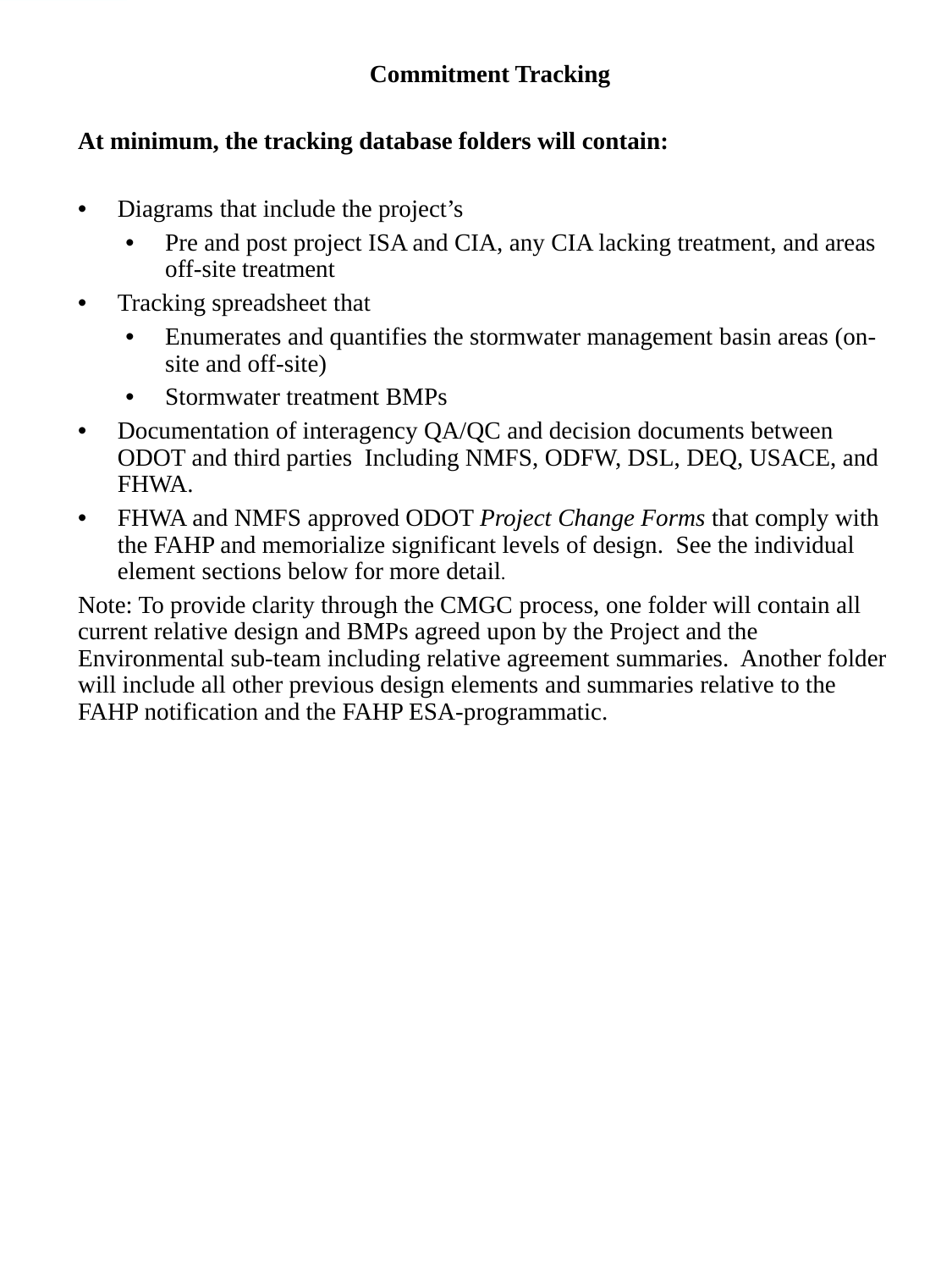# Commitment Tracking

**At minimum, the tracking database folders will contain:**

- Diagrams that include the project's
  - Pre and post project ISA and CIA, any CIA lacking treatment, and areas off-site treatment
- Tracking spreadsheet that
  - Enumerates and quantifies the stormwater management basin areas (on-site and off-site)
  - Stormwater treatment BMPs
- Documentation of interagency QA/QC and decision documents between ODOT and third parties  Including NMFS, ODFW, DSL, DEQ, USACE, and FHWA.
- FHWA and NMFS approved ODOT *Project Change Forms* that comply with the FAHP and memorialize significant levels of design.  See the individual element sections below for more detail.

Note: To provide clarity through the CMGC process, one folder will contain all current relative design and BMPs agreed upon by the Project and the Environmental sub-team including relative agreement summaries.  Another folder will include all other previous design elements and summaries relative to the FAHP notification and the FAHP ESA-programmatic.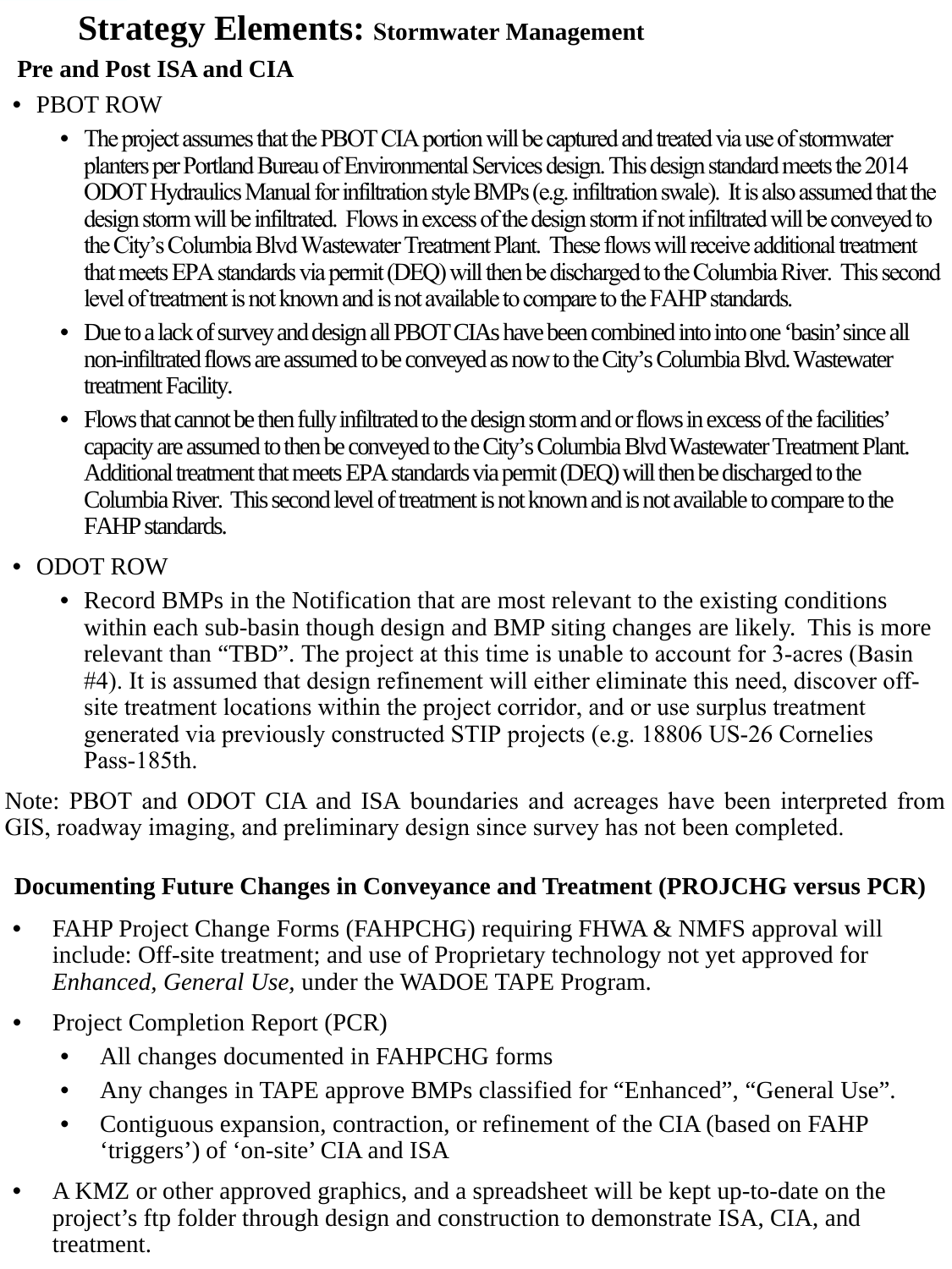# Strategy Elements: Stormwater Management

## Pre and Post ISA and CIA

- PBOT ROW
  - The project assumes that the PBOT CIA portion will be captured and treated via use of stormwater planters per Portland Bureau of Environmental Services design. This design standard meets the 2014 ODOT Hydraulics Manual for infiltration style BMPs (e.g. infiltration swale). It is also assumed that the design storm will be infiltrated. Flows in excess of the design storm if not infiltrated will be conveyed to the City's Columbia Blvd Wastewater Treatment Plant. These flows will receive additional treatment that meets EPA standards via permit (DEQ) will then be discharged to the Columbia River. This second level of treatment is not known and is not available to compare to the FAHP standards.
  - Due to a lack of survey and design all PBOT CIAs have been combined into into one 'basin' since all non-infiltrated flows are assumed to be conveyed as now to the City's Columbia Blvd. Wastewater treatment Facility.
  - Flows that cannot be then fully infiltrated to the design storm and or flows in excess of the facilities' capacity are assumed to then be conveyed to the City's Columbia Blvd Wastewater Treatment Plant. Additional treatment that meets EPA standards via permit (DEQ) will then be discharged to the Columbia River. This second level of treatment is not known and is not available to compare to the FAHP standards.
- ODOT ROW
  - Record BMPs in the Notification that are most relevant to the existing conditions within each sub-basin though design and BMP siting changes are likely. This is more relevant than "TBD". The project at this time is unable to account for 3-acres (Basin #4). It is assumed that design refinement will either eliminate this need, discover off-site treatment locations within the project corridor, and or use surplus treatment generated via previously constructed STIP projects (e.g. 18806 US-26 Cornelies Pass-185th.

Note: PBOT and ODOT CIA and ISA boundaries and acreages have been interpreted from GIS, roadway imaging, and preliminary design since survey has not been completed.

## Documenting Future Changes in Conveyance and Treatment (PROJCHG versus PCR)

- FAHP Project Change Forms (FAHPCHG) requiring FHWA & NMFS approval will include: Off-site treatment; and use of Proprietary technology not yet approved for *Enhanced, General Use,* under the WADOE TAPE Program.
- Project Completion Report (PCR)
  - All changes documented in FAHPCHG forms
  - Any changes in TAPE approve BMPs classified for "Enhanced", "General Use".
  - Contiguous expansion, contraction, or refinement of the CIA (based on FAHP 'triggers') of 'on-site' CIA and ISA
- A KMZ or other approved graphics, and a spreadsheet will be kept up-to-date on the project's ftp folder through design and construction to demonstrate ISA, CIA, and treatment.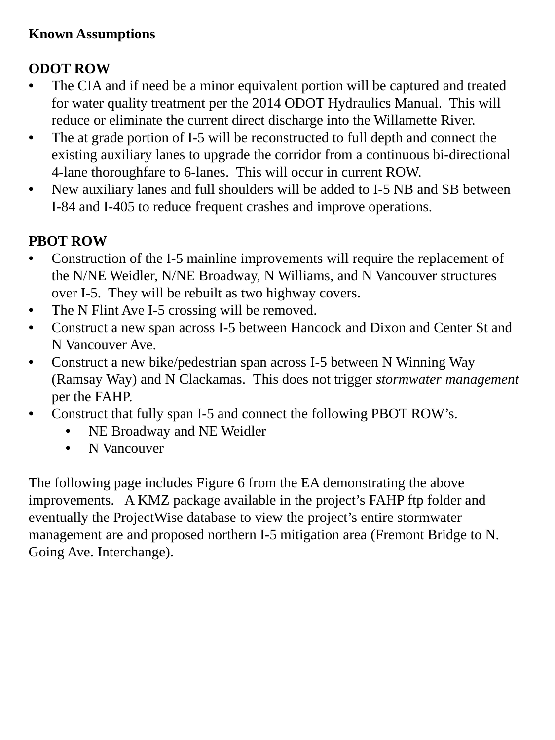**Known Assumptions**

**ODOT ROW**

- The CIA and if need be a minor equivalent portion will be captured and treated for water quality treatment per the 2014 ODOT Hydraulics Manual. This will reduce or eliminate the current direct discharge into the Willamette River.
- The at grade portion of I-5 will be reconstructed to full depth and connect the existing auxiliary lanes to upgrade the corridor from a continuous bi-directional 4-lane thoroughfare to 6-lanes. This will occur in current ROW.
- New auxiliary lanes and full shoulders will be added to I-5 NB and SB between I-84 and I-405 to reduce frequent crashes and improve operations.

**PBOT ROW**

- Construction of the I-5 mainline improvements will require the replacement of the N/NE Weidler, N/NE Broadway, N Williams, and N Vancouver structures over I-5. They will be rebuilt as two highway covers.
- The N Flint Ave I-5 crossing will be removed.
- Construct a new span across I-5 between Hancock and Dixon and Center St and N Vancouver Ave.
- Construct a new bike/pedestrian span across I-5 between N Winning Way (Ramsay Way) and N Clackamas. This does not trigger *stormwater management* per the FAHP.
- Construct that fully span I-5 and connect the following PBOT ROW's.
    - NE Broadway and NE Weidler
    - N Vancouver

The following page includes Figure 6 from the EA demonstrating the above improvements. A KMZ package available in the project's FAHP ftp folder and eventually the ProjectWise database to view the project's entire stormwater management are and proposed northern I-5 mitigation area (Fremont Bridge to N. Going Ave. Interchange).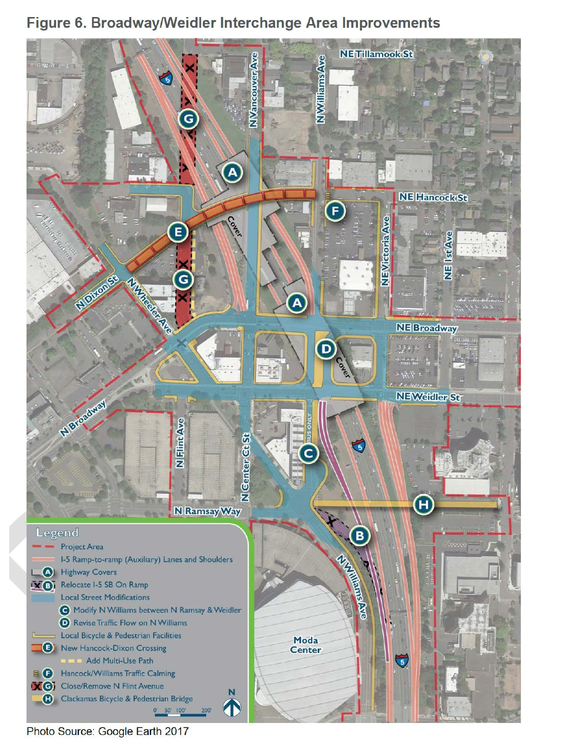# Figure 6. Broadway/Weidler Interchange Area Improvements

Legend

- Project Area
- I-5 Ramp-to-ramp (Auxiliary) Lanes and Shoulders
- A Highway Covers
- B Relocate I-5 SB On Ramp
- Local Street Modifications
  - C Modify N Williams between N Ramsay & Weidler
  - D Revise Traffic Flow on N Williams
- Local Bicycle & Pedestrian Facilities
- E New Hancock-Dixon Crossing
  - Add Multi-Use Path
- F Hancock/Williams Traffic Calming
- G Close/Remove N Flint Avenue
- H Clackamas Bicycle & Pedestrian Bridge

Photo Source: Google Earth 2017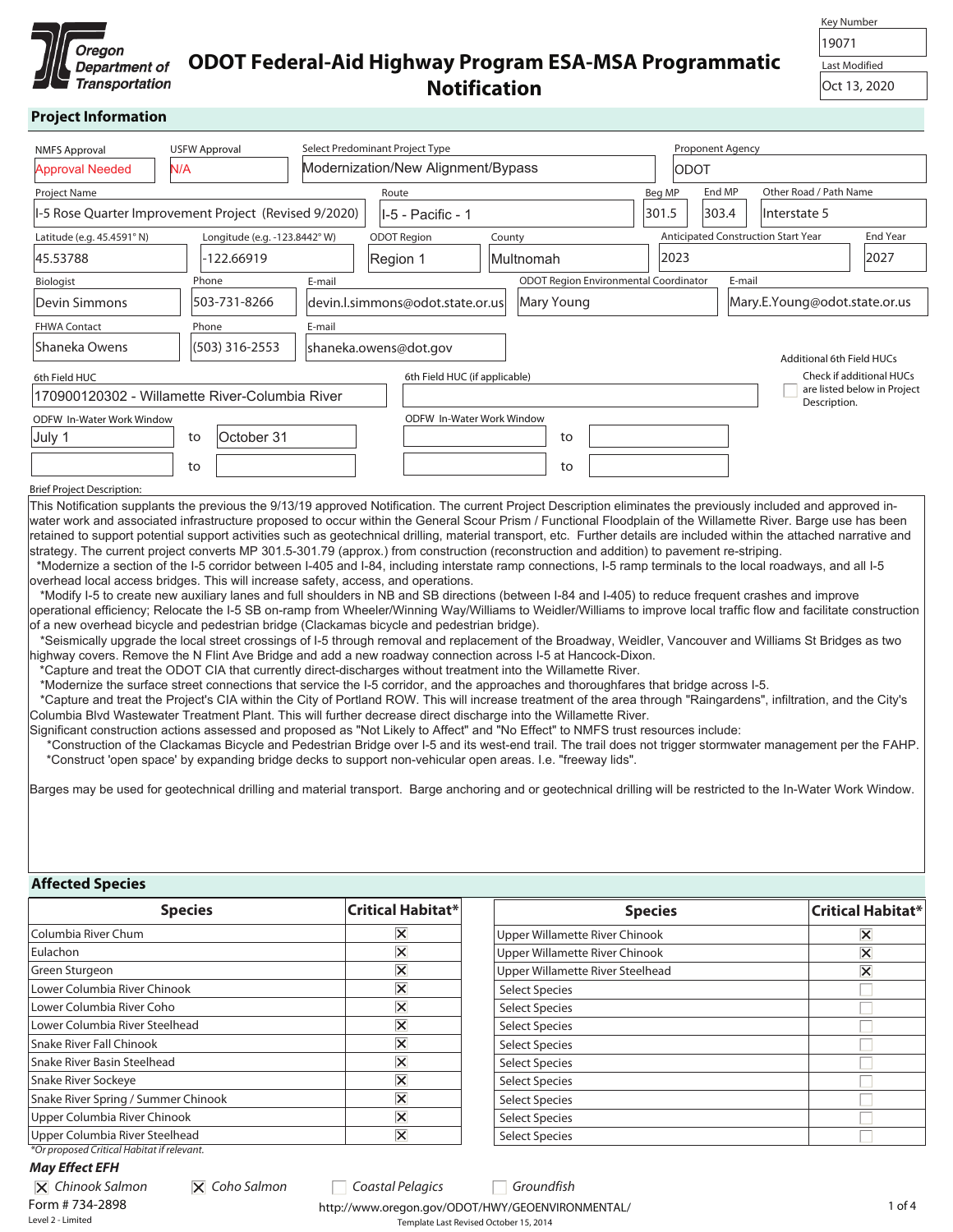Key Number: 19071

Last Modified: Oct 13, 2020

# ODOT Federal-Aid Highway Program ESA-MSA Programmatic Notification

## Project Information

| Field | Value |
|---|---|
| NMFS Approval | Approval Needed |
| USFW Approval | N/A |
| Select Predominant Project Type | Modernization/New Alignment/Bypass |
| Proponent Agency | ODOT |
| Project Name | I-5 Rose Quarter Improvement Project (Revised 9/2020) |
| Route | I-5 - Pacific - 1 |
| Beg MP | 301.5 |
| End MP | 303.4 |
| Other Road / Path Name | Interstate 5 |
| Latitude (e.g. 45.4591° N) | 45.53788 |
| Longitude (e.g. -123.8442° W) | -122.66919 |
| ODOT Region | Region 1 |
| County | Multnomah |
| Anticipated Construction Start Year | 2023 |
| End Year | 2027 |
| Biologist | Devin Simmons |
| Phone | 503-731-8266 |
| E-mail | devin.l.simmons@odot.state.or.us |
| ODOT Region Environmental Coordinator | Mary Young |
| E-mail | Mary.E.Young@odot.state.or.us |
| FHWA Contact | Shaneka Owens |
| Phone | (503) 316-2553 |
| E-mail | shaneka.owens@dot.gov |
| 6th Field HUC | 170900120302 - Willamette River-Columbia River |
| 6th Field HUC (if applicable) | |
| Additional 6th Field HUCs | ☐ Check if additional HUCs are listed below in Project Description. |
| ODFW In-Water Work Window | July 1 to October 31 |

Brief Project Description:

This Notification supplants the previous the 9/13/19 approved Notification. The current Project Description eliminates the previously included and approved in-water work and associated infrastructure proposed to occur within the General Scour Prism / Functional Floodplain of the Willamette River. Barge use has been retained to support potential support activities such as geotechnical drilling, material transport, etc. Further details are included within the attached narrative and strategy. The current project converts MP 301.5-301.79 (approx.) from construction (reconstruction and addition) to pavement re-striping.

*Modernize a section of the I-5 corridor between I-405 and I-84, including interstate ramp connections, I-5 ramp terminals to the local roadways, and all I-5 overhead local access bridges. This will increase safety, access, and operations.

*Modify I-5 to create new auxiliary lanes and full shoulders in NB and SB directions (between I-84 and I-405) to reduce frequent crashes and improve operational efficiency; Relocate the I-5 SB on-ramp from Wheeler/Winning Way/Williams to Weidler/Williams to improve local traffic flow and facilitate construction of a new overhead bicycle and pedestrian bridge (Clackamas bicycle and pedestrian bridge).

*Seismically upgrade the local street crossings of I-5 through removal and replacement of the Broadway, Weidler, Vancouver and Williams St Bridges as two highway covers. Remove the N Flint Ave Bridge and add a new roadway connection across I-5 at Hancock-Dixon.

*Capture and treat the ODOT CIA that currently direct-discharges without treatment into the Willamette River.

*Modernize the surface street connections that service the I-5 corridor, and the approaches and thoroughfares that bridge across I-5.

*Capture and treat the Project's CIA within the City of Portland ROW. This will increase treatment of the area through "Raingardens", infiltration, and the City's Columbia Blvd Wastewater Treatment Plant. This will further decrease direct discharge into the Willamette River.

Significant construction actions assessed and proposed as "Not Likely to Affect" and "No Effect" to NMFS trust resources include:

*Construction of the Clackamas Bicycle and Pedestrian Bridge over I-5 and its west-end trail. The trail does not trigger stormwater management per the FAHP.

*Construct 'open space' by expanding bridge decks to support non-vehicular open areas. I.e. "freeway lids".

Barges may be used for geotechnical drilling and material transport. Barge anchoring and or geotechnical drilling will be restricted to the In-Water Work Window.

## Affected Species

| Species | Critical Habitat* |
|---|---|
| Columbia River Chum | ☒ |
| Eulachon | ☒ |
| Green Sturgeon | ☒ |
| Lower Columbia River Chinook | ☒ |
| Lower Columbia River Coho | ☒ |
| Lower Columbia River Steelhead | ☒ |
| Snake River Fall Chinook | ☒ |
| Snake River Basin Steelhead | ☒ |
| Snake River Sockeye | ☒ |
| Snake River Spring / Summer Chinook | ☒ |
| Upper Columbia River Chinook | ☒ |
| Upper Columbia River Steelhead | ☒ |
| Upper Willamette River Chinook | ☒ |
| Upper Willamette River Chinook | ☒ |
| Upper Willamette River Steelhead | ☒ |
| Select Species | ☐ |
| Select Species | ☐ |
| Select Species | ☐ |
| Select Species | ☐ |
| Select Species | ☐ |
| Select Species | ☐ |
| Select Species | ☐ |
| Select Species | ☐ |
| Select Species | ☐ |

*Or proposed Critical Habitat if relevant.

***May Effect EFH***

☒ *Chinook Salmon* ☒ *Coho Salmon* ☐ *Coastal Pelagics* ☐ *Groundfish*

Form # 734-2898

Level 2 - Limited

http://www.oregon.gov/ODOT/HWY/GEOENVIRONMENTAL/

Template Last Revised October 15, 2014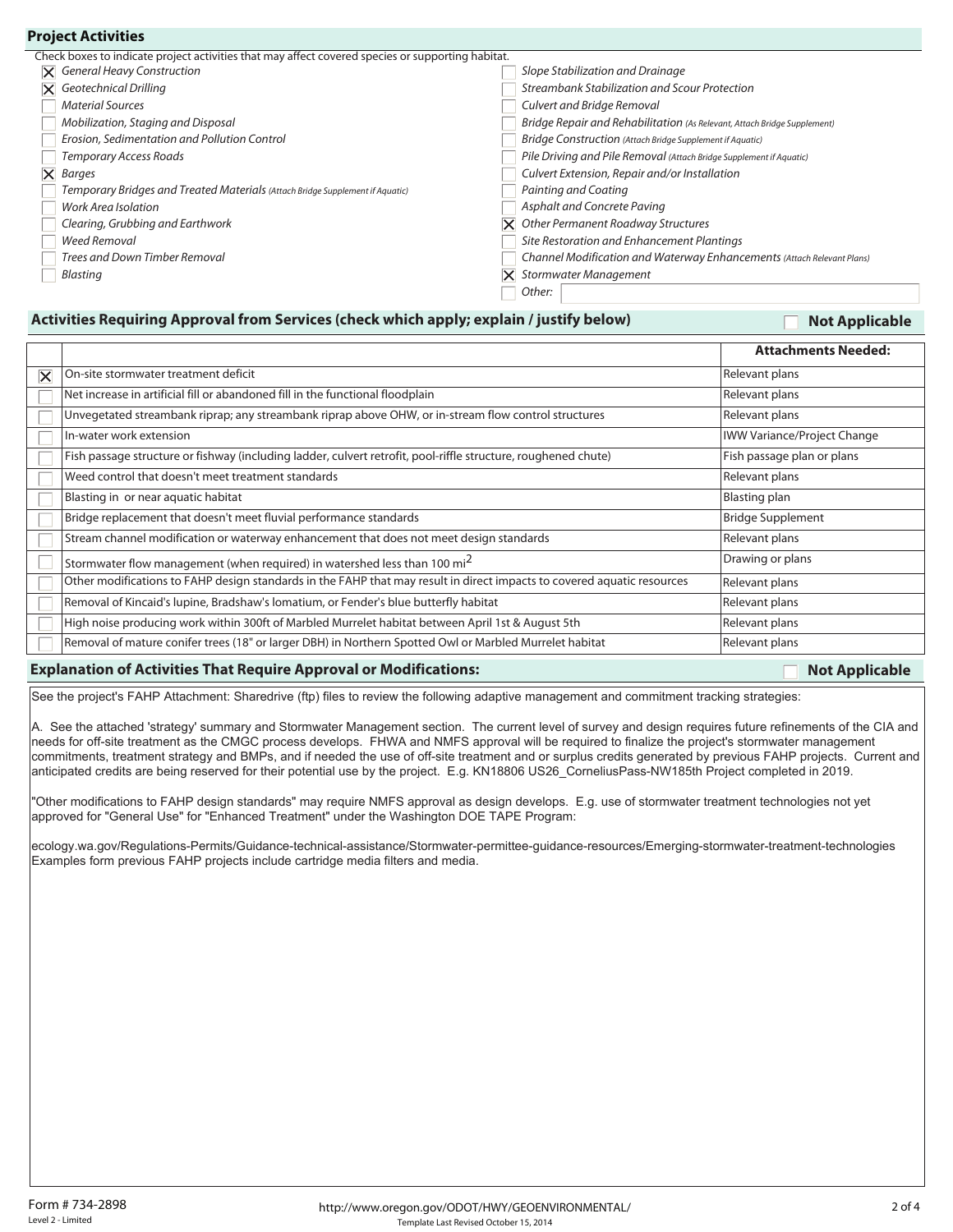## Project Activities

Check boxes to indicate project activities that may affect covered species or supporting habitat.

- [x] *General Heavy Construction*
- [x] *Geotechnical Drilling*
- [ ] *Material Sources*
- [ ] *Mobilization, Staging and Disposal*
- [ ] *Erosion, Sedimentation and Pollution Control*
- [ ] *Temporary Access Roads*
- [x] *Barges*
- [ ] *Temporary Bridges and Treated Materials* *(Attach Bridge Supplement if Aquatic)*
- [ ] *Work Area Isolation*
- [ ] *Clearing, Grubbing and Earthwork*
- [ ] *Weed Removal*
- [ ] *Trees and Down Timber Removal*
- [ ] *Blasting*
- [ ] *Slope Stabilization and Drainage*
- [ ] *Streambank Stabilization and Scour Protection*
- [ ] *Culvert and Bridge Removal*
- [ ] *Bridge Repair and Rehabilitation* *(As Relevant, Attach Bridge Supplement)*
- [ ] *Bridge Construction* *(Attach Bridge Supplement if Aquatic)*
- [ ] *Pile Driving and Pile Removal* *(Attach Bridge Supplement if Aquatic)*
- [ ] *Culvert Extension, Repair and/or Installation*
- [ ] *Painting and Coating*
- [ ] *Asphalt and Concrete Paving*
- [x] *Other Permanent Roadway Structures*
- [ ] *Site Restoration and Enhancement Plantings*
- [ ] *Channel Modification and Waterway Enhancements* *(Attach Relevant Plans)*
- [x] *Stormwater Management*
- [ ] *Other:*

## Activities Requiring Approval from Services (check which apply; explain / justify below)

- [ ] Not Applicable

| | | Attachments Needed: |
|---|---|---|
| [x] | On-site stormwater treatment deficit | Relevant plans |
| [ ] | Net increase in artificial fill or abandoned fill in the functional floodplain | Relevant plans |
| [ ] | Unvegetated streambank riprap; any streambank riprap above OHW, or in-stream flow control structures | Relevant plans |
| [ ] | In-water work extension | IWW Variance/Project Change |
| [ ] | Fish passage structure or fishway (including ladder, culvert retrofit, pool-riffle structure, roughened chute) | Fish passage plan or plans |
| [ ] | Weed control that doesn't meet treatment standards | Relevant plans |
| [ ] | Blasting in or near aquatic habitat | Blasting plan |
| [ ] | Bridge replacement that doesn't meet fluvial performance standards | Bridge Supplement |
| [ ] | Stream channel modification or waterway enhancement that does not meet design standards | Relevant plans |
| [ ] | Stormwater flow management (when required) in watershed less than 100 $mi^2$ | Drawing or plans |
| [ ] | Other modifications to FAHP design standards in the FAHP that may result in direct impacts to covered aquatic resources | Relevant plans |
| [ ] | Removal of Kincaid's lupine, Bradshaw's lomatium, or Fender's blue butterfly habitat | Relevant plans |
| [ ] | High noise producing work within 300ft of Marbled Murrelet habitat between April 1st & August 5th | Relevant plans |
| [ ] | Removal of mature conifer trees (18" or larger DBH) in Northern Spotted Owl or Marbled Murrelet habitat | Relevant plans |

## Explanation of Activities That Require Approval or Modifications:

- [ ] Not Applicable

See the project's FAHP Attachment: Sharedrive (ftp) files to review the following adaptive management and commitment tracking strategies:

A. See the attached 'strategy' summary and Stormwater Management section. The current level of survey and design requires future refinements of the CIA and needs for off-site treatment as the CMGC process develops. FHWA and NMFS approval will be required to finalize the project's stormwater management commitments, treatment strategy and BMPs, and if needed the use of off-site treatment and or surplus credits generated by previous FAHP projects. Current and anticipated credits are being reserved for their potential use by the project. E.g. KN18806 US26_CorneliusPass-NW185th Project completed in 2019.

"Other modifications to FAHP design standards" may require NMFS approval as design develops. E.g. use of stormwater treatment technologies not yet approved for "General Use" for "Enhanced Treatment" under the Washington DOE TAPE Program:

ecology.wa.gov/Regulations-Permits/Guidance-technical-assistance/Stormwater-permittee-guidance-resources/Emerging-stormwater-treatment-technologies
Examples form previous FAHP projects include cartridge media filters and media.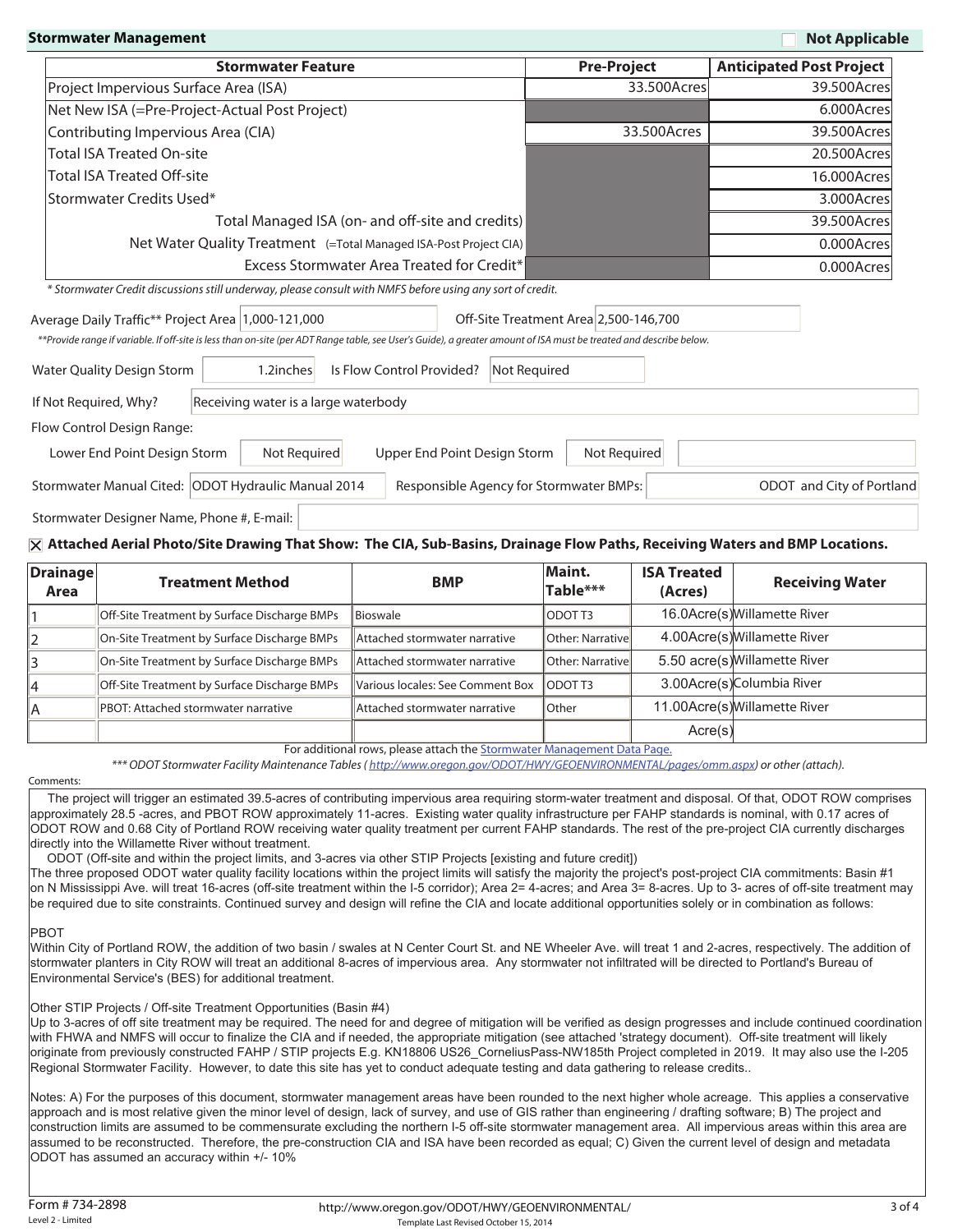## Stormwater Management

☐ Not Applicable

| Stormwater Feature | Pre-Project | Anticipated Post Project |
|---|---|---|
| Project Impervious Surface Area (ISA) | 33.500Acres | 39.500Acres |
| Net New ISA (=Pre-Project-Actual Post Project) | | 6.000Acres |
| Contributing Impervious Area (CIA) | 33.500Acres | 39.500Acres |
| Total ISA Treated On-site | | 20.500Acres |
| Total ISA Treated Off-site | | 16.000Acres |
| Stormwater Credits Used* | | 3.000Acres |
| Total Managed ISA (on- and off-site and credits) | | 39.500Acres |
| Net Water Quality Treatment (=Total Managed ISA-Post Project CIA) | | 0.000Acres |
| Excess Stormwater Area Treated for Credit* | | 0.000Acres |

*\* Stormwater Credit discussions still underway, please consult with NMFS before using any sort of credit.*

Average Daily Traffic** Project Area: 1,000-121,000    Off-Site Treatment Area: 2,500-146,700

*\*\*Provide range if variable. If off-site is less than on-site (per ADT Range table, see User's Guide), a greater amount of ISA must be treated and describe below.*

Water Quality Design Storm: 1.2inches    Is Flow Control Provided? Not Required

If Not Required, Why? Receiving water is a large waterbody

Flow Control Design Range:

Lower End Point Design Storm: Not Required    Upper End Point Design Storm: Not Required

Stormwater Manual Cited: ODOT Hydraulic Manual 2014    Responsible Agency for Stormwater BMPs: ODOT and City of Portland

Stormwater Designer Name, Phone #, E-mail:

☒ **Attached Aerial Photo/Site Drawing That Show: The CIA, Sub-Basins, Drainage Flow Paths, Receiving Waters and BMP Locations.**

| Drainage Area | Treatment Method | BMP | Maint. Table*** | ISA Treated (Acres) | Receiving Water |
|---|---|---|---|---|---|
| 1 | Off-Site Treatment by Surface Discharge BMPs | Bioswale | ODOT T3 | 16.0Acre(s) | Willamette River |
| 2 | On-Site Treatment by Surface Discharge BMPs | Attached stormwater narrative | Other: Narrative | 4.00Acre(s) | Willamette River |
| 3 | On-Site Treatment by Surface Discharge BMPs | Attached stormwater narrative | Other: Narrative | 5.50 acre(s) | Willamette River |
| 4 | Off-Site Treatment by Surface Discharge BMPs | Various locales: See Comment Box | ODOT T3 | 3.00Acre(s) | Columbia River |
| A | PBOT: Attached stormwater narrative | Attached stormwater narrative | Other | 11.00Acre(s) | Willamette River |
| | | | | Acre(s) | |

For additional rows, please attach the Stormwater Management Data Page.

*\*\*\* ODOT Stormwater Facility Maintenance Tables (http://www.oregon.gov/ODOT/HWY/GEOENVIRONMENTAL/pages/omm.aspx) or other (attach).*

Comments:

The project will trigger an estimated 39.5-acres of contributing impervious area requiring storm-water treatment and disposal. Of that, ODOT ROW comprises approximately 28.5 -acres, and PBOT ROW approximately 11-acres. Existing water quality infrastructure per FAHP standards is nominal, with 0.17 acres of ODOT ROW and 0.68 City of Portland ROW receiving water quality treatment per current FAHP standards. The rest of the pre-project CIA currently discharges directly into the Willamette River without treatment.

ODOT (Off-site and within the project limits, and 3-acres via other STIP Projects [existing and future credit])

The three proposed ODOT water quality facility locations within the project limits will satisfy the majority the project's post-project CIA commitments: Basin #1 on N Mississippi Ave. will treat 16-acres (off-site treatment within the I-5 corridor); Area 2= 4-acres; and Area 3= 8-acres. Up to 3- acres of off-site treatment may be required due to site constraints. Continued survey and design will refine the CIA and locate additional opportunities solely or in combination as follows:

PBOT

Within City of Portland ROW, the addition of two basin / swales at N Center Court St. and NE Wheeler Ave. will treat 1 and 2-acres, respectively. The addition of stormwater planters in City ROW will treat an additional 8-acres of impervious area. Any stormwater not infiltrated will be directed to Portland's Bureau of Environmental Service's (BES) for additional treatment.

Other STIP Projects / Off-site Treatment Opportunities (Basin #4)

Up to 3-acres of off site treatment may be required. The need for and degree of mitigation will be verified as design progresses and include continued coordination with FHWA and NMFS will occur to finalize the CIA and if needed, the appropriate mitigation (see attached 'strategy document). Off-site treatment will likely originate from previously constructed FAHP / STIP projects E.g. KN18806 US26_CorneliusPass-NW185th Project completed in 2019. It may also use the I-205 Regional Stormwater Facility. However, to date this site has yet to conduct adequate testing and data gathering to release credits..

Notes: A) For the purposes of this document, stormwater management areas have been rounded to the next higher whole acreage. This applies a conservative approach and is most relative given the minor level of design, lack of survey, and use of GIS rather than engineering / drafting software; B) The project and construction limits are assumed to be commensurate excluding the northern I-5 off-site stormwater management area. All impervious areas within this area are assumed to be reconstructed. Therefore, the pre-construction CIA and ISA have been recorded as equal; C) Given the current level of design and metadata ODOT has assumed an accuracy within +/- 10%

Form # 734-2898
Level 2 - Limited
http://www.oregon.gov/ODOT/HWY/GEOENVIRONMENTAL/
Template Last Revised October 15, 2014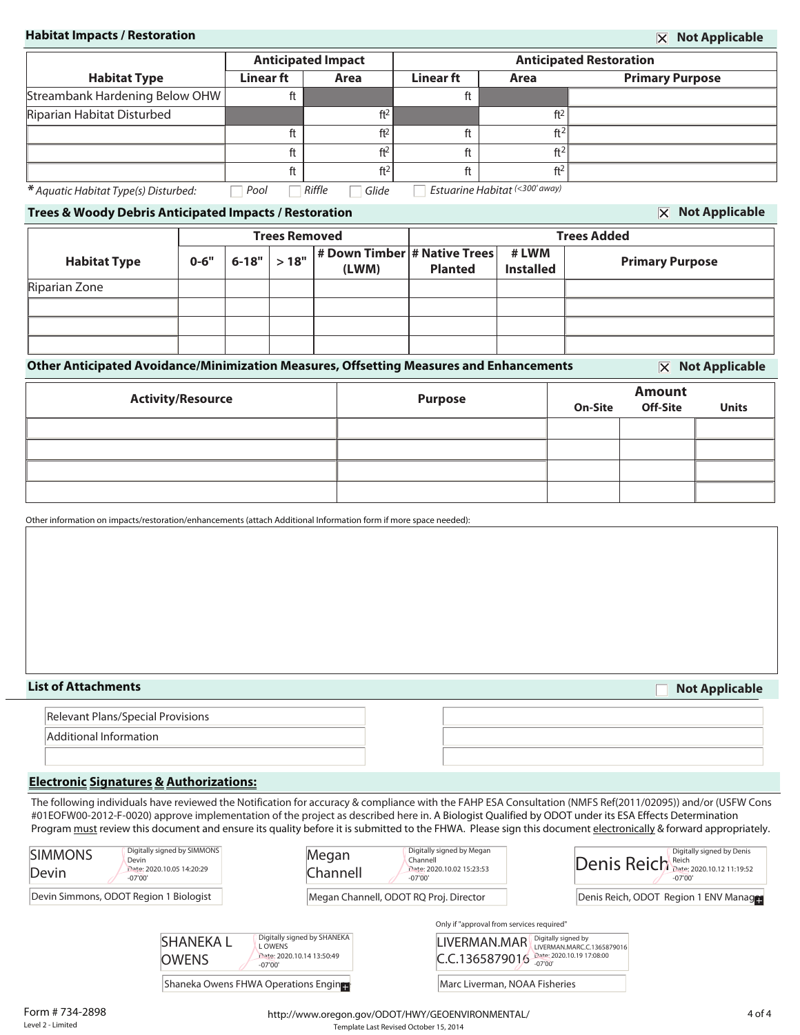## Habitat Impacts / Restoration

☒ Not Applicable

| Habitat Type | Anticipated Impact | | Anticipated Restoration | | |
|---|---|---|---|---|---|
| | Linear ft | Area | Linear ft | Area | Primary Purpose |
| Streambank Hardening Below OHW | ft | | ft | | |
| Riparian Habitat Disturbed | | ft² | | ft² | |
| | ft | ft² | ft | ft² | |
| | ft | ft² | ft | ft² | |
| | ft | ft² | ft | ft² | |

*\* Aquatic Habitat Type(s) Disturbed:* ☐ Pool ☐ Riffle ☐ Glide ☐ Estuarine Habitat (<300' away)

## Trees & Woody Debris Anticipated Impacts / Restoration

☒ Not Applicable

| Habitat Type | Trees Removed | | | | Trees Added | | |
|---|---|---|---|---|---|---|---|
| | 0-6" | 6-18" | > 18" | # Down Timber (LWM) | # Native Trees Planted | # LWM Installed | Primary Purpose |
| Riparian Zone | | | | | | | |
| | | | | | | | |
| | | | | | | | |
| | | | | | | | |

## Other Anticipated Avoidance/Minimization Measures, Offsetting Measures and Enhancements

☒ Not Applicable

| Activity/Resource | Purpose | Amount | | |
|---|---|---|---|---|
| | | On-Site | Off-Site | Units |
| | | | | |
| | | | | |
| | | | | |
| | | | | |

Other information on impacts/restoration/enhancements (attach Additional Information form if more space needed):

## List of Attachments

☐ Not Applicable

- Relevant Plans/Special Provisions
- Additional Information

## Electronic Signatures & Authorizations:

The following individuals have reviewed the Notification for accuracy & compliance with the FAHP ESA Consultation (NMFS Ref(2011/02095)) and/or (USFW Cons #01EOFW00-2012-F-0020) approve implementation of the project as described here in. A Biologist Qualified by ODOT under its ESA Effects Determination Program must review this document and ensure its quality before it is submitted to the FHWA. Please sign this document electronically & forward appropriately.

SIMMONS Devin — Digitally signed by SIMMONS Devin Date: 2020.10.05 14:20:29 -07'00'
Devin Simmons, ODOT Region 1 Biologist

Megan Channell — Digitally signed by Megan Channell Date: 2020.10.02 15:23:53 -07'00'
Megan Channell, ODOT RQ Proj. Director

Denis Reich — Digitally signed by Denis Reich Date: 2020.10.12 11:19:52 -07'00'
Denis Reich, ODOT Region 1 ENV Manager

SHANEKA L OWENS — Digitally signed by SHANEKA L OWENS Date: 2020.10.14 13:50:49 -07'00'
Shaneka Owens FHWA Operations Engineer

Only if "approval from services required"

LIVERMAN.MARC.C.1365879016 — Digitally signed by LIVERMAN.MARC.C.1365879016 Date: 2020.10.19 17:08:00 -07'00'
Marc Liverman, NOAA Fisheries

Form # 734-2898
Level 2 - Limited

http://www.oregon.gov/ODOT/HWY/GEOENVIRONMENTAL/
Template Last Revised October 15, 2014